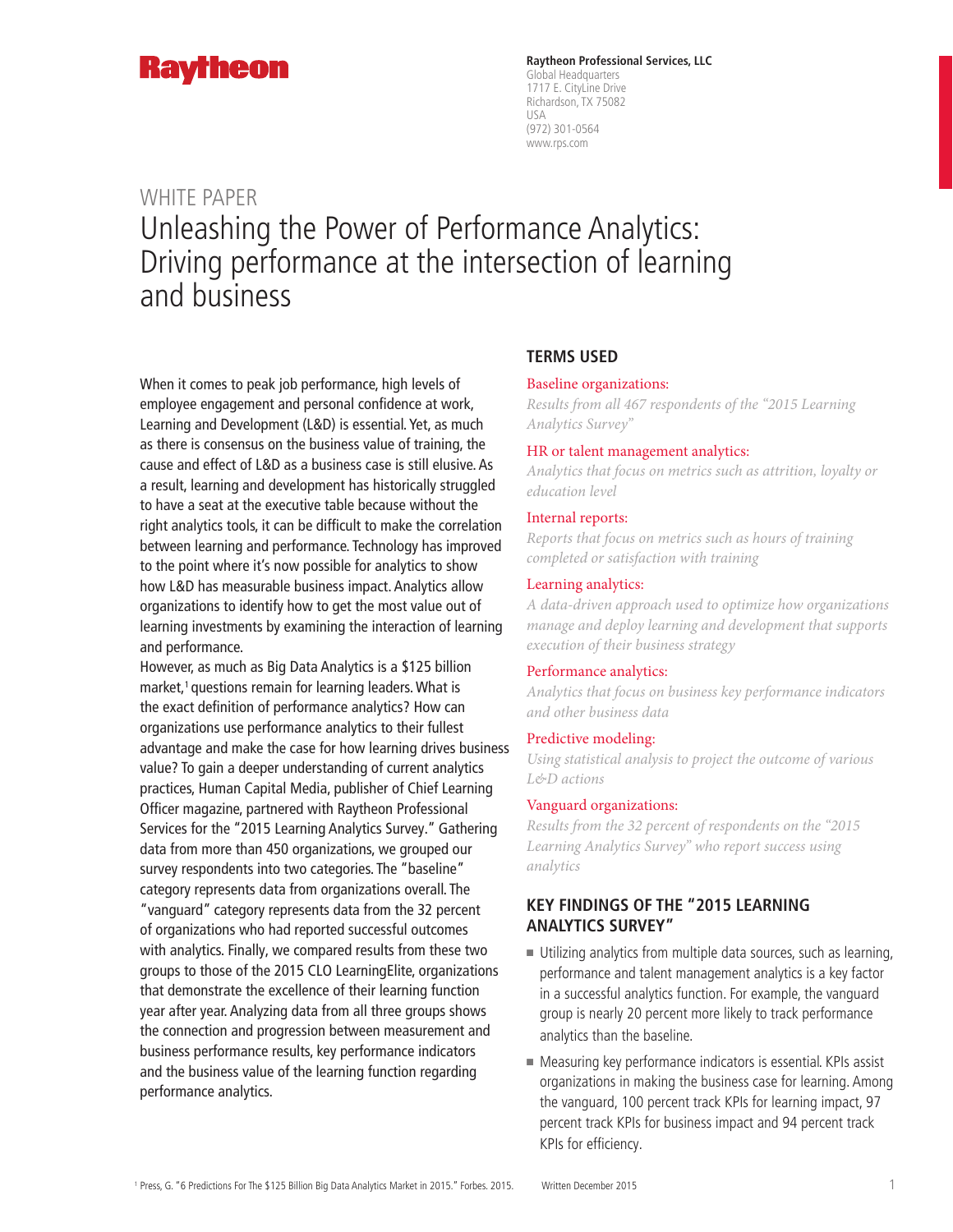Raytheon

**Raytheon Professional Services, LLC**
Global Headquarters
1717 E. CityLine Drive
Richardson, TX 75082
USA
(972) 301-0564
www.rps.com

WHITE PAPER

# Unleashing the Power of Performance Analytics: Driving performance at the intersection of learning and business

When it comes to peak job performance, high levels of employee engagement and personal confidence at work, Learning and Development (L&D) is essential. Yet, as much as there is consensus on the business value of training, the cause and effect of L&D as a business case is still elusive. As a result, learning and development has historically struggled to have a seat at the executive table because without the right analytics tools, it can be difficult to make the correlation between learning and performance. Technology has improved to the point where it's now possible for analytics to show how L&D has measurable business impact. Analytics allow organizations to identify how to get the most value out of learning investments by examining the interaction of learning and performance.

However, as much as Big Data Analytics is a $125 billion market,[1] questions remain for learning leaders. What is the exact definition of performance analytics? How can organizations use performance analytics to their fullest advantage and make the case for how learning drives business value? To gain a deeper understanding of current analytics practices, Human Capital Media, publisher of Chief Learning Officer magazine, partnered with Raytheon Professional Services for the "2015 Learning Analytics Survey." Gathering data from more than 450 organizations, we grouped our survey respondents into two categories. The "baseline" category represents data from organizations overall. The "vanguard" category represents data from the 32 percent of organizations who had reported successful outcomes with analytics. Finally, we compared results from these two groups to those of the 2015 CLO LearningElite, organizations that demonstrate the excellence of their learning function year after year. Analyzing data from all three groups shows the connection and progression between measurement and business performance results, key performance indicators and the business value of the learning function regarding performance analytics.

## TERMS USED

**Baseline organizations:**
*Results from all 467 respondents of the "2015 Learning Analytics Survey"*

**HR or talent management analytics:**
*Analytics that focus on metrics such as attrition, loyalty or education level*

**Internal reports:**
*Reports that focus on metrics such as hours of training completed or satisfaction with training*

**Learning analytics:**
*A data-driven approach used to optimize how organizations manage and deploy learning and development that supports execution of their business strategy*

**Performance analytics:**
*Analytics that focus on business key performance indicators and other business data*

**Predictive modeling:**
*Using statistical analysis to project the outcome of various L&D actions*

**Vanguard organizations:**
*Results from the 32 percent of respondents on the "2015 Learning Analytics Survey" who report success using analytics*

## KEY FINDINGS OF THE "2015 LEARNING ANALYTICS SURVEY"

- Utilizing analytics from multiple data sources, such as learning, performance and talent management analytics is a key factor in a successful analytics function. For example, the vanguard group is nearly 20 percent more likely to track performance analytics than the baseline.
- Measuring key performance indicators is essential. KPIs assist organizations in making the business case for learning. Among the vanguard, 100 percent track KPIs for learning impact, 97 percent track KPIs for business impact and 94 percent track KPIs for efficiency.

[1] Press, G. "6 Predictions For The $125 Billion Big Data Analytics Market in 2015." Forbes. 2015.

Written December 2015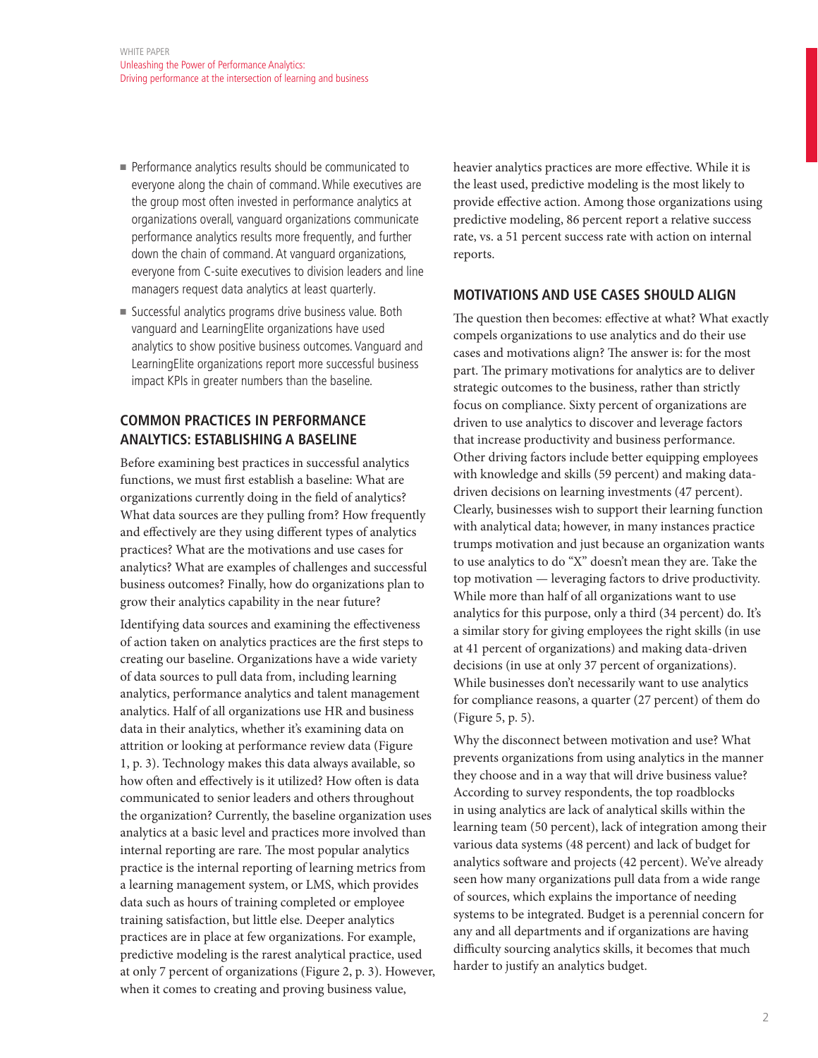- Performance analytics results should be communicated to everyone along the chain of command. While executives are the group most often invested in performance analytics at organizations overall, vanguard organizations communicate performance analytics results more frequently, and further down the chain of command. At vanguard organizations, everyone from C-suite executives to division leaders and line managers request data analytics at least quarterly.
- Successful analytics programs drive business value. Both vanguard and LearningElite organizations have used analytics to show positive business outcomes. Vanguard and LearningElite organizations report more successful business impact KPIs in greater numbers than the baseline.

## COMMON PRACTICES IN PERFORMANCE ANALYTICS: ESTABLISHING A BASELINE

Before examining best practices in successful analytics functions, we must first establish a baseline: What are organizations currently doing in the field of analytics? What data sources are they pulling from? How frequently and effectively are they using different types of analytics practices? What are the motivations and use cases for analytics? What are examples of challenges and successful business outcomes? Finally, how do organizations plan to grow their analytics capability in the near future?

Identifying data sources and examining the effectiveness of action taken on analytics practices are the first steps to creating our baseline. Organizations have a wide variety of data sources to pull data from, including learning analytics, performance analytics and talent management analytics. Half of all organizations use HR and business data in their analytics, whether it's examining data on attrition or looking at performance review data (Figure 1, p. 3). Technology makes this data always available, so how often and effectively is it utilized? How often is data communicated to senior leaders and others throughout the organization? Currently, the baseline organization uses analytics at a basic level and practices more involved than internal reporting are rare. The most popular analytics practice is the internal reporting of learning metrics from a learning management system, or LMS, which provides data such as hours of training completed or employee training satisfaction, but little else. Deeper analytics practices are in place at few organizations. For example, predictive modeling is the rarest analytical practice, used at only 7 percent of organizations (Figure 2, p. 3). However, when it comes to creating and proving business value, heavier analytics practices are more effective. While it is the least used, predictive modeling is the most likely to provide effective action. Among those organizations using predictive modeling, 86 percent report a relative success rate, vs. a 51 percent success rate with action on internal reports.

## MOTIVATIONS AND USE CASES SHOULD ALIGN

The question then becomes: effective at what? What exactly compels organizations to use analytics and do their use cases and motivations align? The answer is: for the most part. The primary motivations for analytics are to deliver strategic outcomes to the business, rather than strictly focus on compliance. Sixty percent of organizations are driven to use analytics to discover and leverage factors that increase productivity and business performance. Other driving factors include better equipping employees with knowledge and skills (59 percent) and making data-driven decisions on learning investments (47 percent). Clearly, businesses wish to support their learning function with analytical data; however, in many instances practice trumps motivation and just because an organization wants to use analytics to do "X" doesn't mean they are. Take the top motivation — leveraging factors to drive productivity. While more than half of all organizations want to use analytics for this purpose, only a third (34 percent) do. It's a similar story for giving employees the right skills (in use at 41 percent of organizations) and making data-driven decisions (in use at only 37 percent of organizations). While businesses don't necessarily want to use analytics for compliance reasons, a quarter (27 percent) of them do (Figure 5, p. 5).

Why the disconnect between motivation and use? What prevents organizations from using analytics in the manner they choose and in a way that will drive business value? According to survey respondents, the top roadblocks in using analytics are lack of analytical skills within the learning team (50 percent), lack of integration among their various data systems (48 percent) and lack of budget for analytics software and projects (42 percent). We've already seen how many organizations pull data from a wide range of sources, which explains the importance of needing systems to be integrated. Budget is a perennial concern for any and all departments and if organizations are having difficulty sourcing analytics skills, it becomes that much harder to justify an analytics budget.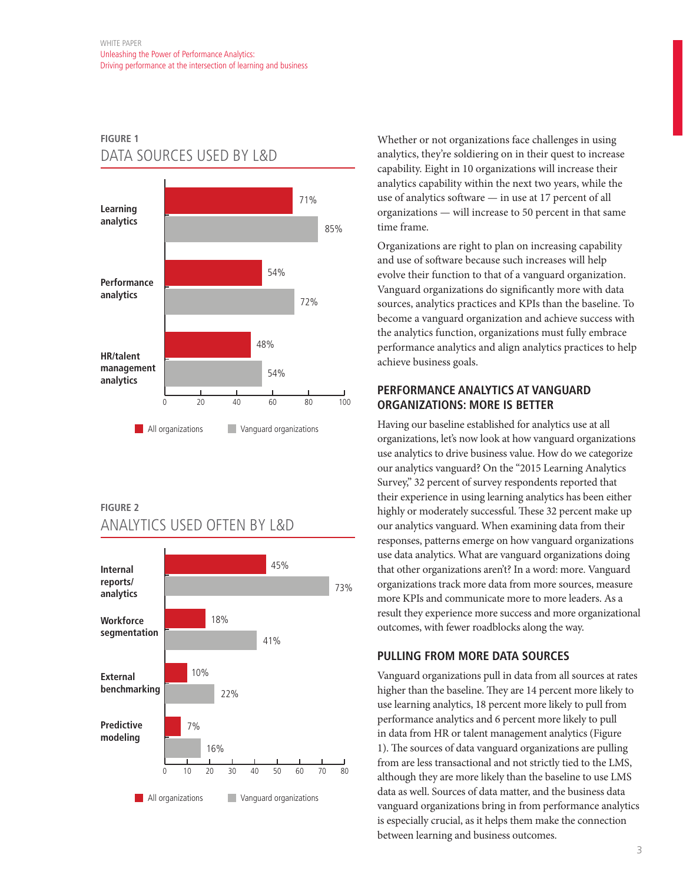**FIGURE 1**

DATA SOURCES USED BY L&D

| | All organizations | Vanguard organizations |
|---|---|---|
| Learning analytics | 71% | 85% |
| Performance analytics | 54% | 72% |
| HR/talent management analytics | 48% | 54% |

**FIGURE 2**

ANALYTICS USED OFTEN BY L&D

| | All organizations | Vanguard organizations |
|---|---|---|
| Internal reports/ analytics | 45% | 73% |
| Workforce segmentation | 18% | 41% |
| External benchmarking | 10% | 22% |
| Predictive modeling | 7% | 16% |

Whether or not organizations face challenges in using analytics, they're soldiering on in their quest to increase capability. Eight in 10 organizations will increase their analytics capability within the next two years, while the use of analytics software — in use at 17 percent of all organizations — will increase to 50 percent in that same time frame.

Organizations are right to plan on increasing capability and use of software because such increases will help evolve their function to that of a vanguard organization. Vanguard organizations do significantly more with data sources, analytics practices and KPIs than the baseline. To become a vanguard organization and achieve success with the analytics function, organizations must fully embrace performance analytics and align analytics practices to help achieve business goals.

## PERFORMANCE ANALYTICS AT VANGUARD ORGANIZATIONS: MORE IS BETTER

Having our baseline established for analytics use at all organizations, let's now look at how vanguard organizations use analytics to drive business value. How do we categorize our analytics vanguard? On the "2015 Learning Analytics Survey," 32 percent of survey respondents reported that their experience in using learning analytics has been either highly or moderately successful. These 32 percent make up our analytics vanguard. When examining data from their responses, patterns emerge on how vanguard organizations use data analytics. What are vanguard organizations doing that other organizations aren't? In a word: more. Vanguard organizations track more data from more sources, measure more KPIs and communicate more to more leaders. As a result they experience more success and more organizational outcomes, with fewer roadblocks along the way.

## PULLING FROM MORE DATA SOURCES

Vanguard organizations pull in data from all sources at rates higher than the baseline. They are 14 percent more likely to use learning analytics, 18 percent more likely to pull from performance analytics and 6 percent more likely to pull in data from HR or talent management analytics (Figure 1). The sources of data vanguard organizations are pulling from are less transactional and not strictly tied to the LMS, although they are more likely than the baseline to use LMS data as well. Sources of data matter, and the business data vanguard organizations bring in from performance analytics is especially crucial, as it helps them make the connection between learning and business outcomes.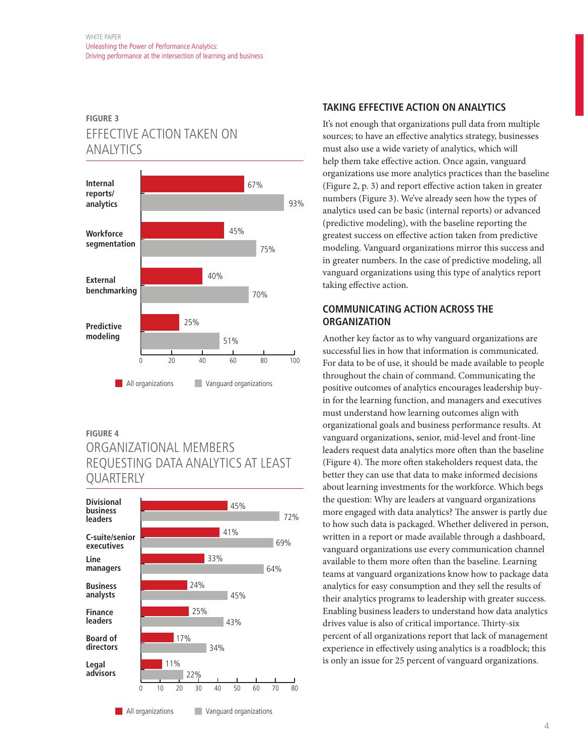## FIGURE 3

### EFFECTIVE ACTION TAKEN ON ANALYTICS

| | All organizations | Vanguard organizations |
|---|---|---|
| Internal reports/ analytics | 67% | 93% |
| Workforce segmentation | 45% | 75% |
| External benchmarking | 40% | 70% |
| Predictive modeling | 25% | 51% |

## FIGURE 4

### ORGANIZATIONAL MEMBERS REQUESTING DATA ANALYTICS AT LEAST QUARTERLY

| | All organizations | Vanguard organizations |
|---|---|---|
| Divisional business leaders | 45% | 72% |
| C-suite/senior executives | 41% | 69% |
| Line managers | 33% | 64% |
| Business analysts | 24% | 45% |
| Finance leaders | 25% | 43% |
| Board of directors | 17% | 34% |
| Legal advisors | 11% | 22% |

## TAKING EFFECTIVE ACTION ON ANALYTICS

It's not enough that organizations pull data from multiple sources; to have an effective analytics strategy, businesses must also use a wide variety of analytics, which will help them take effective action. Once again, vanguard organizations use more analytics practices than the baseline (Figure 2, p. 3) and report effective action taken in greater numbers (Figure 3). We've already seen how the types of analytics used can be basic (internal reports) or advanced (predictive modeling), with the baseline reporting the greatest success on effective action taken from predictive modeling. Vanguard organizations mirror this success and in greater numbers. In the case of predictive modeling, all vanguard organizations using this type of analytics report taking effective action.

## COMMUNICATING ACTION ACROSS THE ORGANIZATION

Another key factor as to why vanguard organizations are successful lies in how that information is communicated. For data to be of use, it should be made available to people throughout the chain of command. Communicating the positive outcomes of analytics encourages leadership buy-in for the learning function, and managers and executives must understand how learning outcomes align with organizational goals and business performance results. At vanguard organizations, senior, mid-level and front-line leaders request data analytics more often than the baseline (Figure 4). The more often stakeholders request data, the better they can use that data to make informed decisions about learning investments for the workforce. Which begs the question: Why are leaders at vanguard organizations more engaged with data analytics? The answer is partly due to how such data is packaged. Whether delivered in person, written in a report or made available through a dashboard, vanguard organizations use every communication channel available to them more often than the baseline. Learning teams at vanguard organizations know how to package data analytics for easy consumption and they sell the results of their analytics programs to leadership with greater success. Enabling business leaders to understand how data analytics drives value is also of critical importance. Thirty-six percent of all organizations report that lack of management experience in effectively using analytics is a roadblock; this is only an issue for 25 percent of vanguard organizations.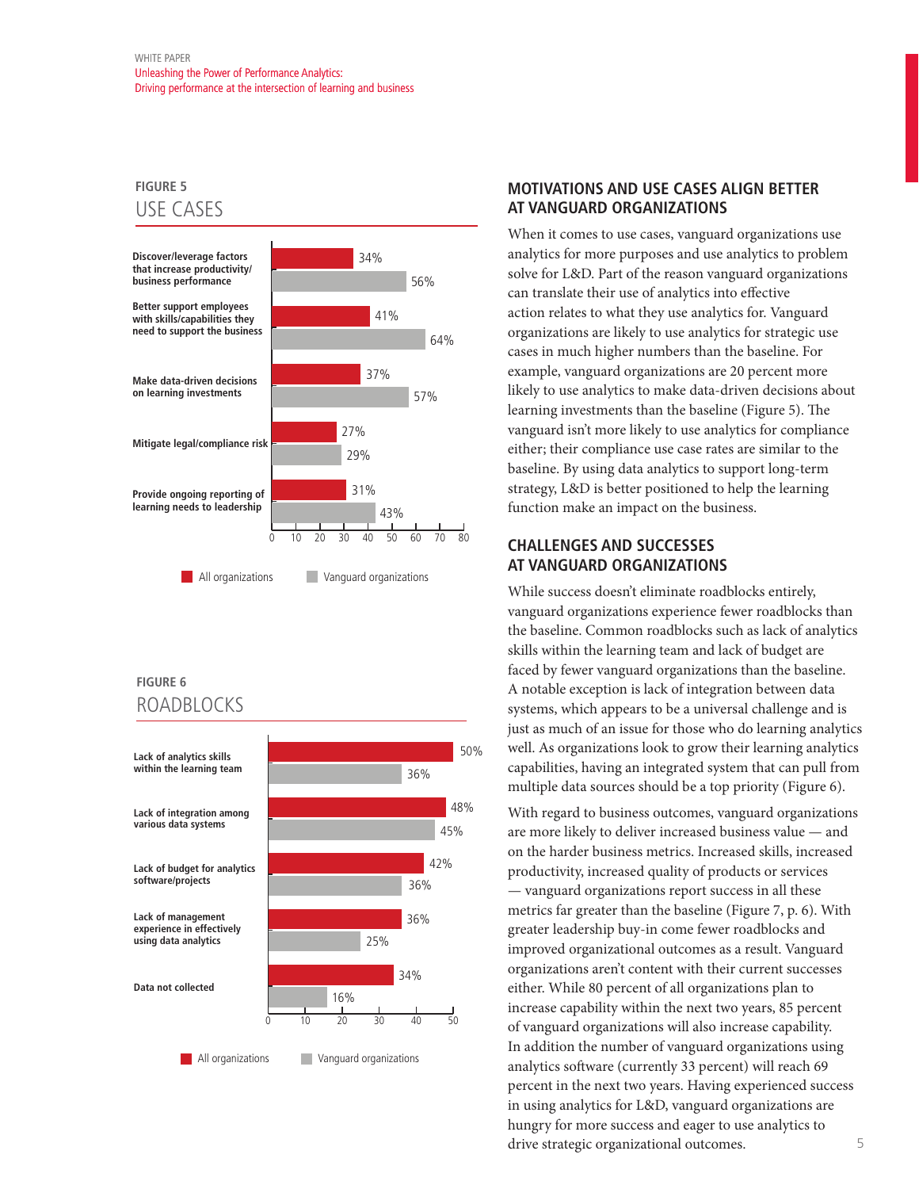## FIGURE 5

### USE CASES

| Use case | All organizations | Vanguard organizations |
|---|---|---|
| Discover/leverage factors that increase productivity/business performance | 34% | 56% |
| Better support employees with skills/capabilities they need to support the business | 41% | 64% |
| Make data-driven decisions on learning investments | 37% | 57% |
| Mitigate legal/compliance risk | 27% | 29% |
| Provide ongoing reporting of learning needs to leadership | 31% | 43% |

## FIGURE 6

### ROADBLOCKS

| Roadblock | All organizations | Vanguard organizations |
|---|---|---|
| Lack of analytics skills within the learning team | 50% | 36% |
| Lack of integration among various data systems | 48% | 45% |
| Lack of budget for analytics software/projects | 42% | 36% |
| Lack of management experience in effectively using data analytics | 36% | 25% |
| Data not collected | 34% | 16% |

## MOTIVATIONS AND USE CASES ALIGN BETTER AT VANGUARD ORGANIZATIONS

When it comes to use cases, vanguard organizations use analytics for more purposes and use analytics to problem solve for L&D. Part of the reason vanguard organizations can translate their use of analytics into effective action relates to what they use analytics for. Vanguard organizations are likely to use analytics for strategic use cases in much higher numbers than the baseline. For example, vanguard organizations are 20 percent more likely to use analytics to make data-driven decisions about learning investments than the baseline (Figure 5). The vanguard isn't more likely to use analytics for compliance either; their compliance use case rates are similar to the baseline. By using data analytics to support long-term strategy, L&D is better positioned to help the learning function make an impact on the business.

## CHALLENGES AND SUCCESSES AT VANGUARD ORGANIZATIONS

While success doesn't eliminate roadblocks entirely, vanguard organizations experience fewer roadblocks than the baseline. Common roadblocks such as lack of analytics skills within the learning team and lack of budget are faced by fewer vanguard organizations than the baseline. A notable exception is lack of integration between data systems, which appears to be a universal challenge and is just as much of an issue for those who do learning analytics well. As organizations look to grow their learning analytics capabilities, having an integrated system that can pull from multiple data sources should be a top priority (Figure 6).

With regard to business outcomes, vanguard organizations are more likely to deliver increased business value — and on the harder business metrics. Increased skills, increased productivity, increased quality of products or services — vanguard organizations report success in all these metrics far greater than the baseline (Figure 7, p. 6). With greater leadership buy-in come fewer roadblocks and improved organizational outcomes as a result. Vanguard organizations aren't content with their current successes either. While 80 percent of all organizations plan to increase capability within the next two years, 85 percent of vanguard organizations will also increase capability. In addition the number of vanguard organizations using analytics software (currently 33 percent) will reach 69 percent in the next two years. Having experienced success in using analytics for L&D, vanguard organizations are hungry for more success and eager to use analytics to drive strategic organizational outcomes.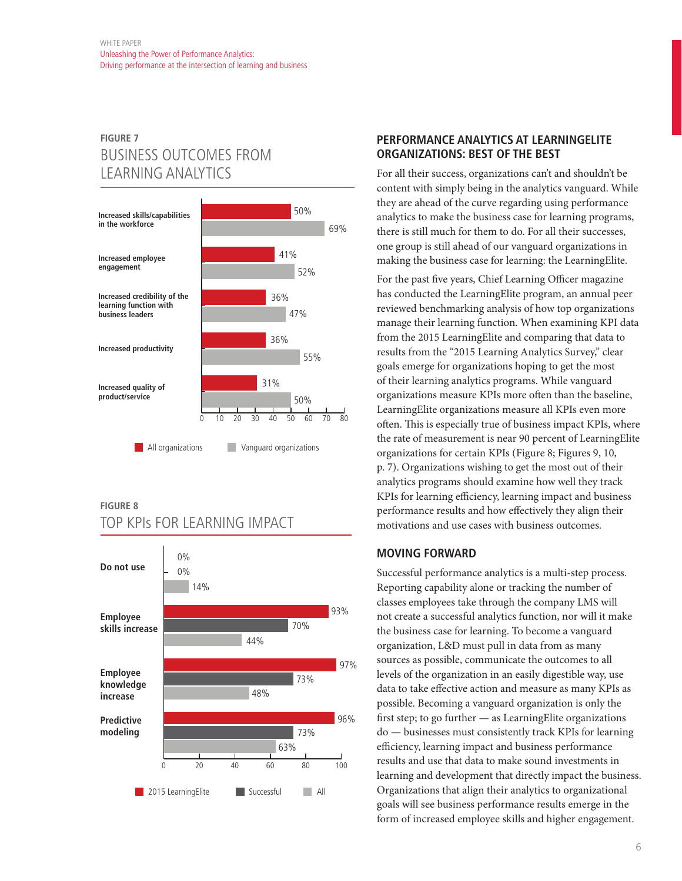FIGURE 7

## BUSINESS OUTCOMES FROM LEARNING ANALYTICS

| | All organizations | Vanguard organizations |
|---|---|---|
| Increased skills/capabilities in the workforce | 50% | 69% |
| Increased employee engagement | 41% | 52% |
| Increased credibility of the learning function with business leaders | 36% | 47% |
| Increased productivity | 36% | 55% |
| Increased quality of product/service | 31% | 50% |

FIGURE 8

## TOP KPIs FOR LEARNING IMPACT

| | 2015 LearningElite | Successful | All |
|---|---|---|---|
| Do not use | 0% | 0% | 14% |
| Employee skills increase | 93% | 70% | 44% |
| Employee knowledge increase | 97% | 73% | 48% |
| Predictive modeling | 96% | 73% | 63% |

## PERFORMANCE ANALYTICS AT LEARNINGELITE ORGANIZATIONS: BEST OF THE BEST

For all their success, organizations can't and shouldn't be content with simply being in the analytics vanguard. While they are ahead of the curve regarding using performance analytics to make the business case for learning programs, there is still much for them to do. For all their successes, one group is still ahead of our vanguard organizations in making the business case for learning: the LearningElite.

For the past five years, Chief Learning Officer magazine has conducted the LearningElite program, an annual peer reviewed benchmarking analysis of how top organizations manage their learning function. When examining KPI data from the 2015 LearningElite and comparing that data to results from the "2015 Learning Analytics Survey," clear goals emerge for organizations hoping to get the most of their learning analytics programs. While vanguard organizations measure KPIs more often than the baseline, LearningElite organizations measure all KPIs even more often. This is especially true of business impact KPIs, where the rate of measurement is near 90 percent of LearningElite organizations for certain KPIs (Figure 8; Figures 9, 10, p. 7). Organizations wishing to get the most out of their analytics programs should examine how well they track KPIs for learning efficiency, learning impact and business performance results and how effectively they align their motivations and use cases with business outcomes.

## MOVING FORWARD

Successful performance analytics is a multi-step process. Reporting capability alone or tracking the number of classes employees take through the company LMS will not create a successful analytics function, nor will it make the business case for learning. To become a vanguard organization, L&D must pull in data from as many sources as possible, communicate the outcomes to all levels of the organization in an easily digestible way, use data to take effective action and measure as many KPIs as possible. Becoming a vanguard organization is only the first step; to go further — as LearningElite organizations do — businesses must consistently track KPIs for learning efficiency, learning impact and business performance results and use that data to make sound investments in learning and development that directly impact the business. Organizations that align their analytics to organizational goals will see business performance results emerge in the form of increased employee skills and higher engagement.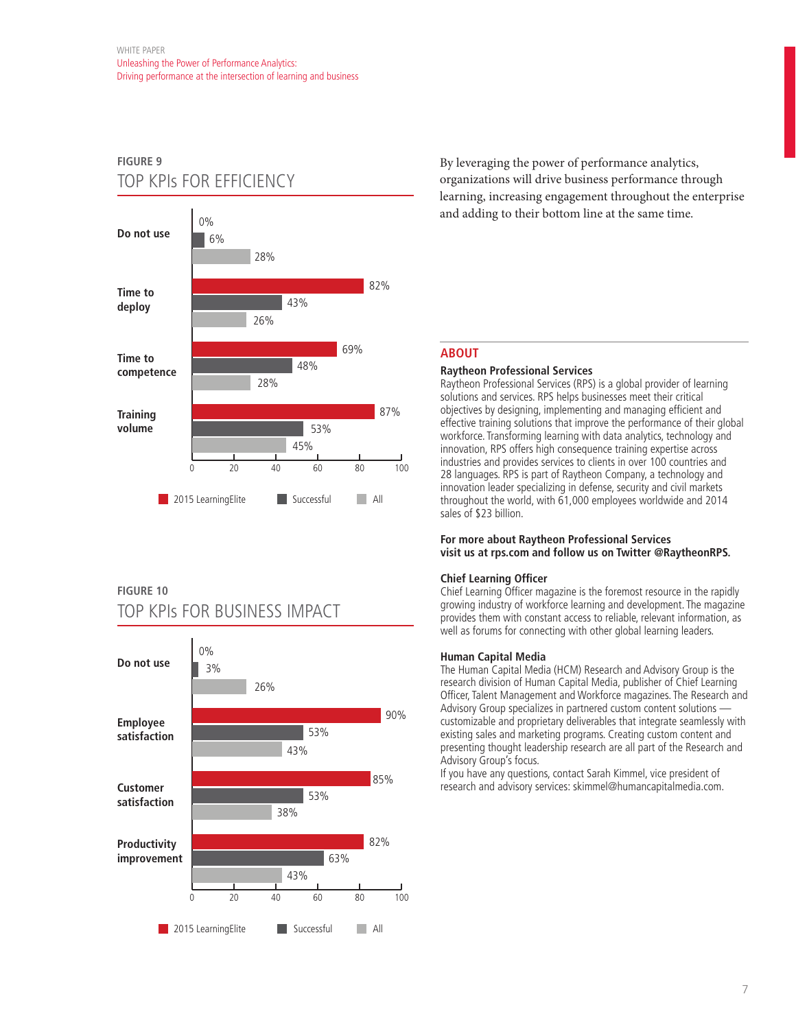## FIGURE 9
### TOP KPIs FOR EFFICIENCY

| | 2015 LearningElite | Successful | All |
|---|---|---|---|
| Do not use | 0% | 6% | 28% |
| Time to deploy | 82% | 43% | 26% |
| Time to competence | 69% | 48% | 28% |
| Training volume | 87% | 53% | 45% |

## FIGURE 10
### TOP KPIs FOR BUSINESS IMPACT

| | 2015 LearningElite | Successful | All |
|---|---|---|---|
| Do not use | 0% | 3% | 26% |
| Employee satisfaction | 90% | 53% | 43% |
| Customer satisfaction | 85% | 53% | 38% |
| Productivity improvement | 82% | 63% | 43% |

By leveraging the power of performance analytics, organizations will drive business performance through learning, increasing engagement throughout the enterprise and adding to their bottom line at the same time.

## ABOUT

**Raytheon Professional Services**

Raytheon Professional Services (RPS) is a global provider of learning solutions and services. RPS helps businesses meet their critical objectives by designing, implementing and managing efficient and effective training solutions that improve the performance of their global workforce. Transforming learning with data analytics, technology and innovation, RPS offers high consequence training expertise across industries and provides services to clients in over 100 countries and 28 languages. RPS is part of Raytheon Company, a technology and innovation leader specializing in defense, security and civil markets throughout the world, with 61,000 employees worldwide and 2014 sales of $23 billion.

**For more about Raytheon Professional Services visit us at rps.com and follow us on Twitter @RaytheonRPS.**

**Chief Learning Officer**

Chief Learning Officer magazine is the foremost resource in the rapidly growing industry of workforce learning and development. The magazine provides them with constant access to reliable, relevant information, as well as forums for connecting with other global learning leaders.

**Human Capital Media**

The Human Capital Media (HCM) Research and Advisory Group is the research division of Human Capital Media, publisher of Chief Learning Officer, Talent Management and Workforce magazines. The Research and Advisory Group specializes in partnered custom content solutions — customizable and proprietary deliverables that integrate seamlessly with existing sales and marketing programs. Creating custom content and presenting thought leadership research are all part of the Research and Advisory Group's focus.

If you have any questions, contact Sarah Kimmel, vice president of research and advisory services: skimmel@humancapitalmedia.com.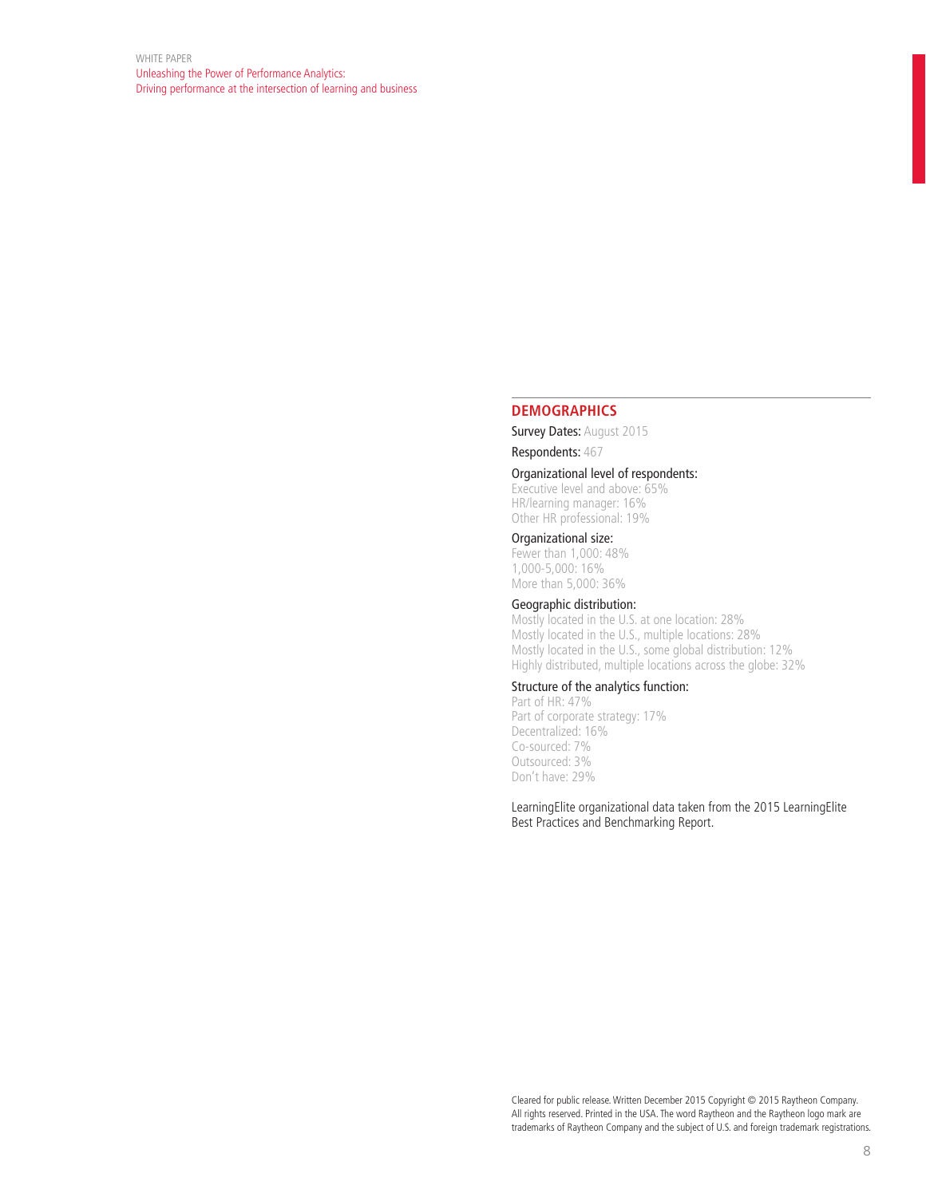## DEMOGRAPHICS

**Survey Dates:** August 2015

**Respondents:** 467

**Organizational level of respondents:**
Executive level and above: 65%
HR/learning manager: 16%
Other HR professional: 19%

**Organizational size:**
Fewer than 1,000: 48%
1,000-5,000: 16%
More than 5,000: 36%

**Geographic distribution:**
Mostly located in the U.S. at one location: 28%
Mostly located in the U.S., multiple locations: 28%
Mostly located in the U.S., some global distribution: 12%
Highly distributed, multiple locations across the globe: 32%

**Structure of the analytics function:**
Part of HR: 47%
Part of corporate strategy: 17%
Decentralized: 16%
Co-sourced: 7%
Outsourced: 3%
Don't have: 29%

LearningElite organizational data taken from the 2015 LearningElite Best Practices and Benchmarking Report.

Cleared for public release. Written December 2015 Copyright © 2015 Raytheon Company. All rights reserved. Printed in the USA. The word Raytheon and the Raytheon logo mark are trademarks of Raytheon Company and the subject of U.S. and foreign trademark registrations.